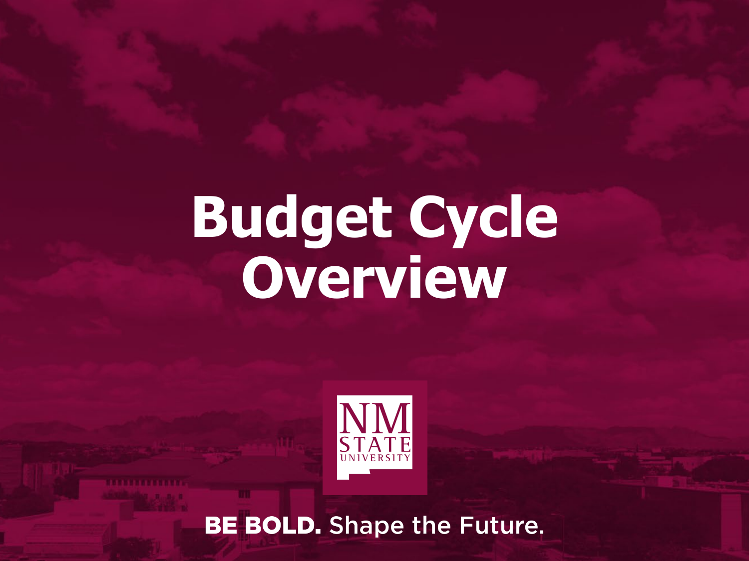# Budget Cycle Overview

NM STATE UNIVERSITY

**BE BOLD.** Shape the Future.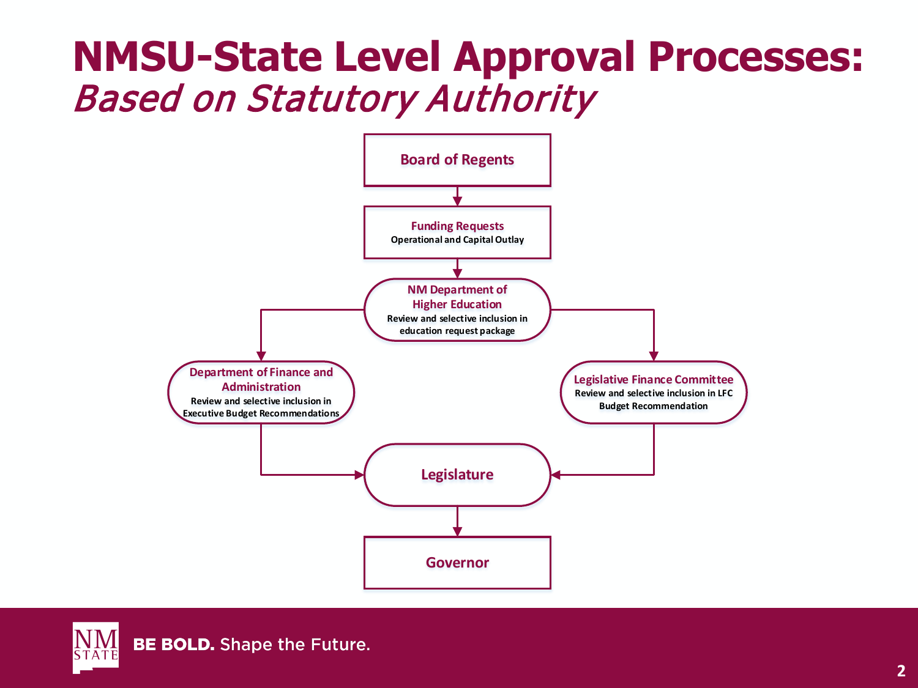# NMSU-State Level Approval Processes:
## *Based on Statutory Authority*

Board of Regents

Funding Requests
Operational and Capital Outlay

NM Department of Higher Education
Review and selective inclusion in education request package

Department of Finance and Administration
Review and selective inclusion in Executive Budget Recommendations

Legislative Finance Committee
Review and selective inclusion in LFC Budget Recommendation

Legislature

Governor

**BE BOLD.** Shape the Future.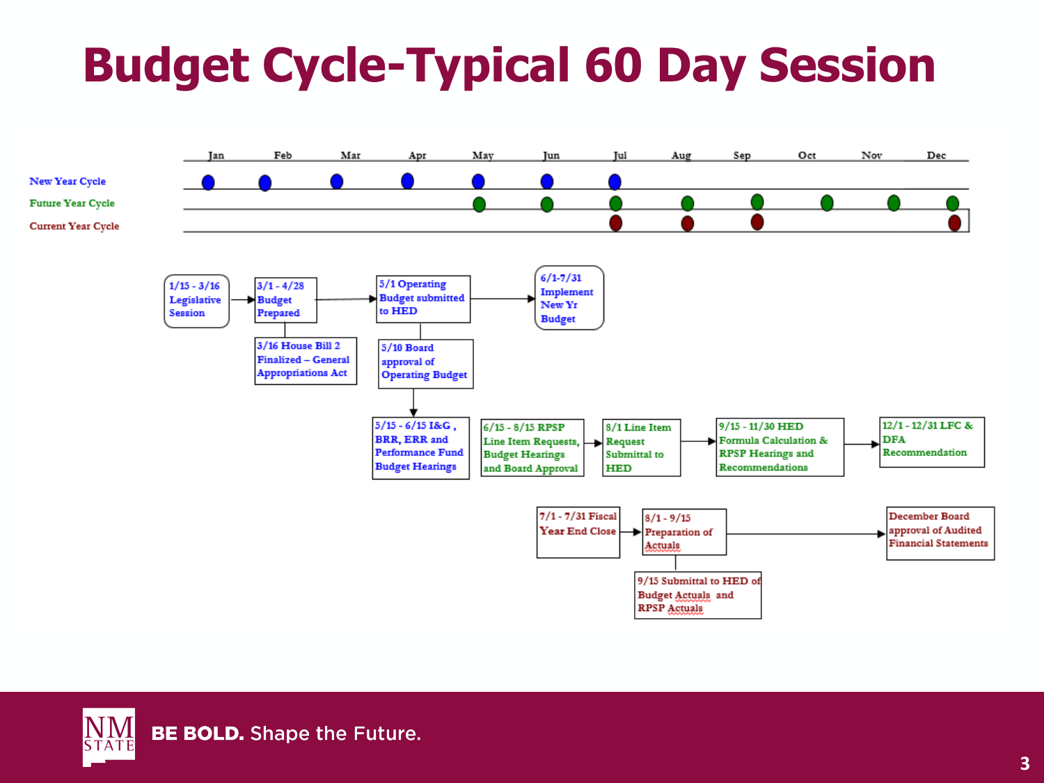# Budget Cycle-Typical 60 Day Session

Jan Feb Mar Apr May Jun Jul Aug Sep Oct Nov Dec

New Year Cycle

Future Year Cycle

Current Year Cycle

1/15 - 3/16 Legislative Session

3/1 - 4/28 Budget Prepared

3/16 House Bill 2 Finalized – General Appropriations Act

5/1 Operating Budget submitted to HED

5/10 Board approval of Operating Budget

6/1-7/31 Implement New Yr Budget

5/15 - 6/15 I&G , BRR, ERR and Performance Fund Budget Hearings

6/15 - 8/15 RPSP Line Item Requests, Budget Hearings and Board Approval

8/1 Line Item Request Submittal to HED

9/15 - 11/30 HED Formula Calculation & RPSP Hearings and Recommendations

12/1 - 12/31 LFC & DFA Recommendation

7/1 - 7/31 Fiscal Year End Close

8/1 - 9/15 Preparation of Actuals

9/15 Submittal to HED of Budget Actuals and RPSP Actuals

December Board approval of Audited Financial Statements

**BE BOLD.** Shape the Future.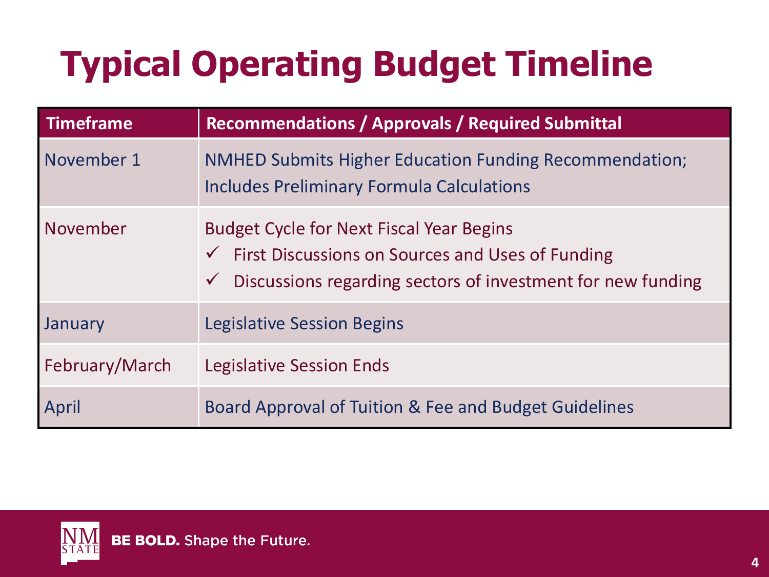# Typical Operating Budget Timeline

| Timeframe | Recommendations / Approvals / Required Submittal |
|---|---|
| November 1 | NMHED Submits Higher Education Funding Recommendation; Includes Preliminary Formula Calculations |
| November | Budget Cycle for Next Fiscal Year Begins<br>✓ First Discussions on Sources and Uses of Funding<br>✓ Discussions regarding sectors of investment for new funding |
| January | Legislative Session Begins |
| February/March | Legislative Session Ends |
| April | Board Approval of Tuition & Fee and Budget Guidelines |

**BE BOLD.** Shape the Future.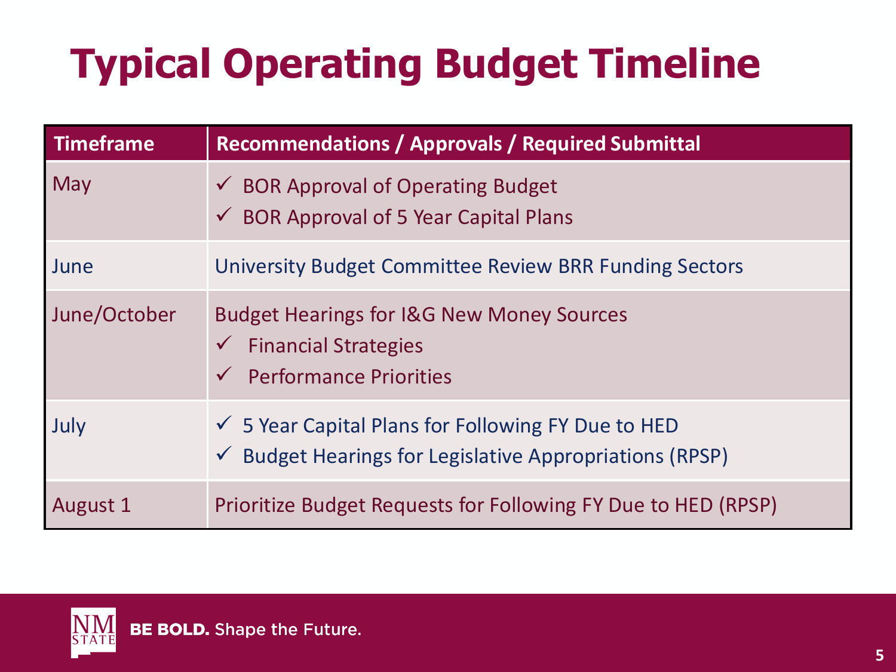# Typical Operating Budget Timeline

| Timeframe | Recommendations / Approvals / Required Submittal |
|---|---|
| May | ✓ BOR Approval of Operating Budget<br>✓ BOR Approval of 5 Year Capital Plans |
| June | University Budget Committee Review BRR Funding Sectors |
| June/October | Budget Hearings for I&G New Money Sources<br>✓ Financial Strategies<br>✓ Performance Priorities |
| July | ✓ 5 Year Capital Plans for Following FY Due to HED<br>✓ Budget Hearings for Legislative Appropriations (RPSP) |
| August 1 | Prioritize Budget Requests for Following FY Due to HED (RPSP) |

NM STATE **BE BOLD.** Shape the Future.